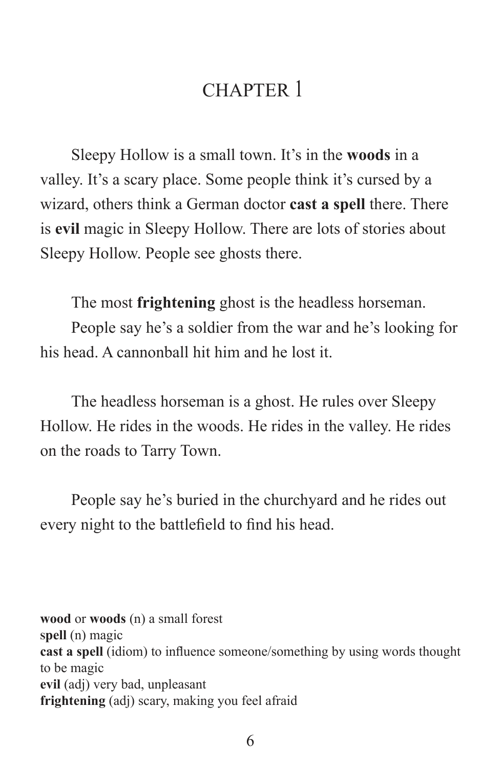# CHAPTER 1

Sleepy Hollow is a small town. It's in the **woods** in a valley. It's a scary place. Some people think it's cursed by a wizard, others think a German doctor **cast a spell** there. There is **evil** magic in Sleepy Hollow. There are lots of stories about Sleepy Hollow. People see ghosts there.

The most **frightening** ghost is the headless horseman.

People say he's a soldier from the war and he's looking for his head. A cannonball hit him and he lost it.

The headless horseman is a ghost. He rules over Sleepy Hollow. He rides in the woods. He rides in the valley. He rides on the roads to Tarry Town.

People say he's buried in the churchyard and he rides out every night to the battlefield to find his head.

**wood** or **woods** (n) a small forest
**spell** (n) magic
**cast a spell** (idiom) to influence someone/something by using words thought to be magic
**evil** (adj) very bad, unpleasant
**frightening** (adj) scary, making you feel afraid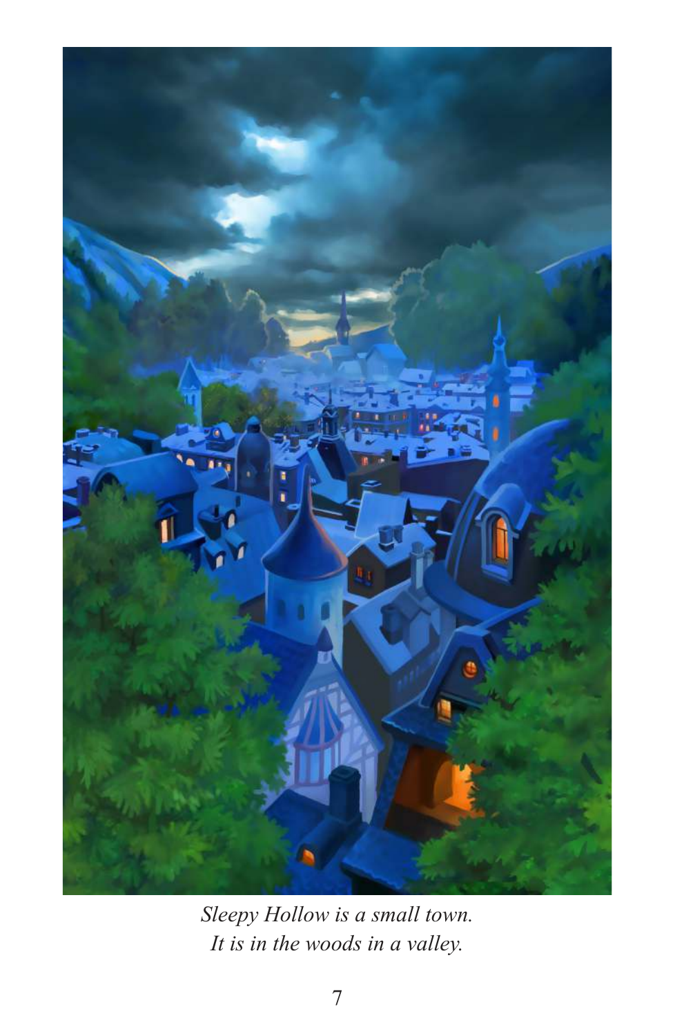*Sleepy Hollow is a small town.*
*It is in the woods in a valley.*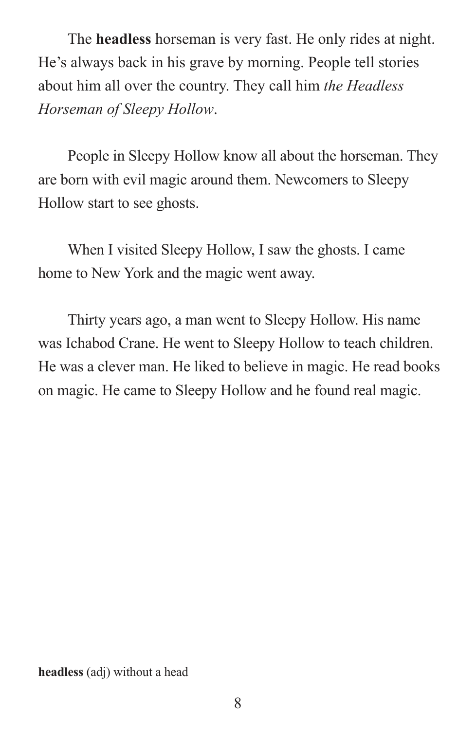The **headless** horseman is very fast. He only rides at night. He's always back in his grave by morning. People tell stories about him all over the country. They call him *the Headless Horseman of Sleepy Hollow*.

People in Sleepy Hollow know all about the horseman. They are born with evil magic around them. Newcomers to Sleepy Hollow start to see ghosts.

When I visited Sleepy Hollow, I saw the ghosts. I came home to New York and the magic went away.

Thirty years ago, a man went to Sleepy Hollow. His name was Ichabod Crane. He went to Sleepy Hollow to teach children. He was a clever man. He liked to believe in magic. He read books on magic. He came to Sleepy Hollow and he found real magic.

**headless** (adj) without a head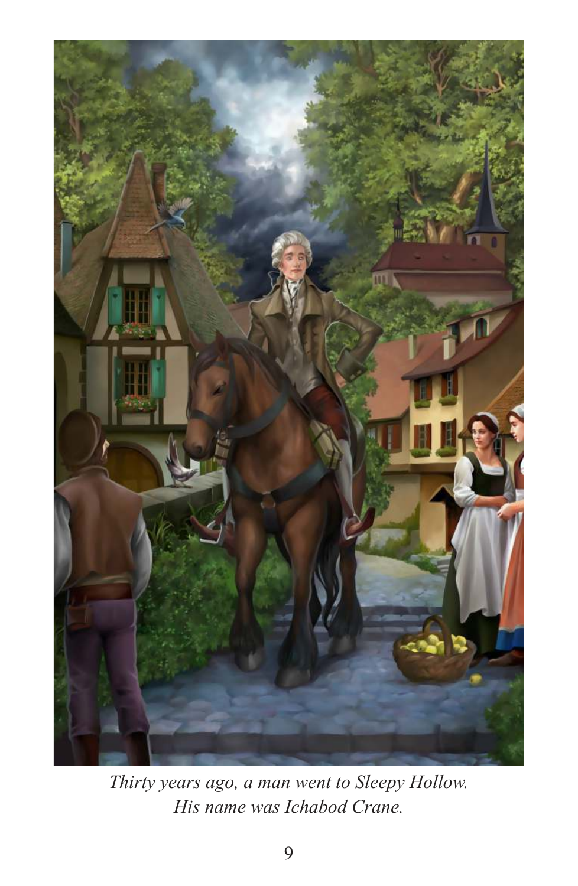*Thirty years ago, a man went to Sleepy Hollow.*
*His name was Ichabod Crane.*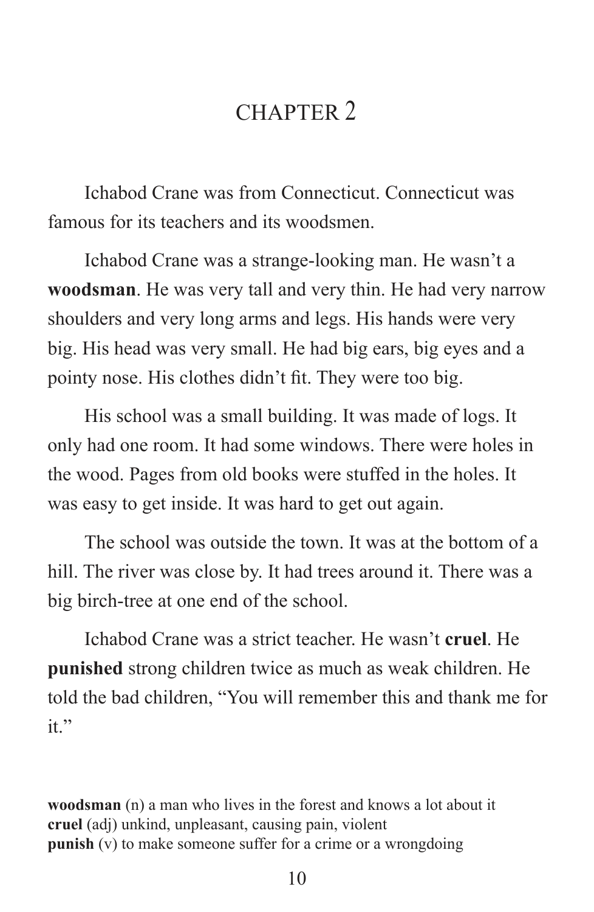# CHAPTER 2

Ichabod Crane was from Connecticut. Connecticut was famous for its teachers and its woodsmen.

Ichabod Crane was a strange-looking man. He wasn't a **woodsman**. He was very tall and very thin. He had very narrow shoulders and very long arms and legs. His hands were very big. His head was very small. He had big ears, big eyes and a pointy nose. His clothes didn't fit. They were too big.

His school was a small building. It was made of logs. It only had one room. It had some windows. There were holes in the wood. Pages from old books were stuffed in the holes. It was easy to get inside. It was hard to get out again.

The school was outside the town. It was at the bottom of a hill. The river was close by. It had trees around it. There was a big birch-tree at one end of the school.

Ichabod Crane was a strict teacher. He wasn't **cruel**. He **punished** strong children twice as much as weak children. He told the bad children, "You will remember this and thank me for it."

**woodsman** (n) a man who lives in the forest and knows a lot about it
**cruel** (adj) unkind, unpleasant, causing pain, violent
**punish** (v) to make someone suffer for a crime or a wrongdoing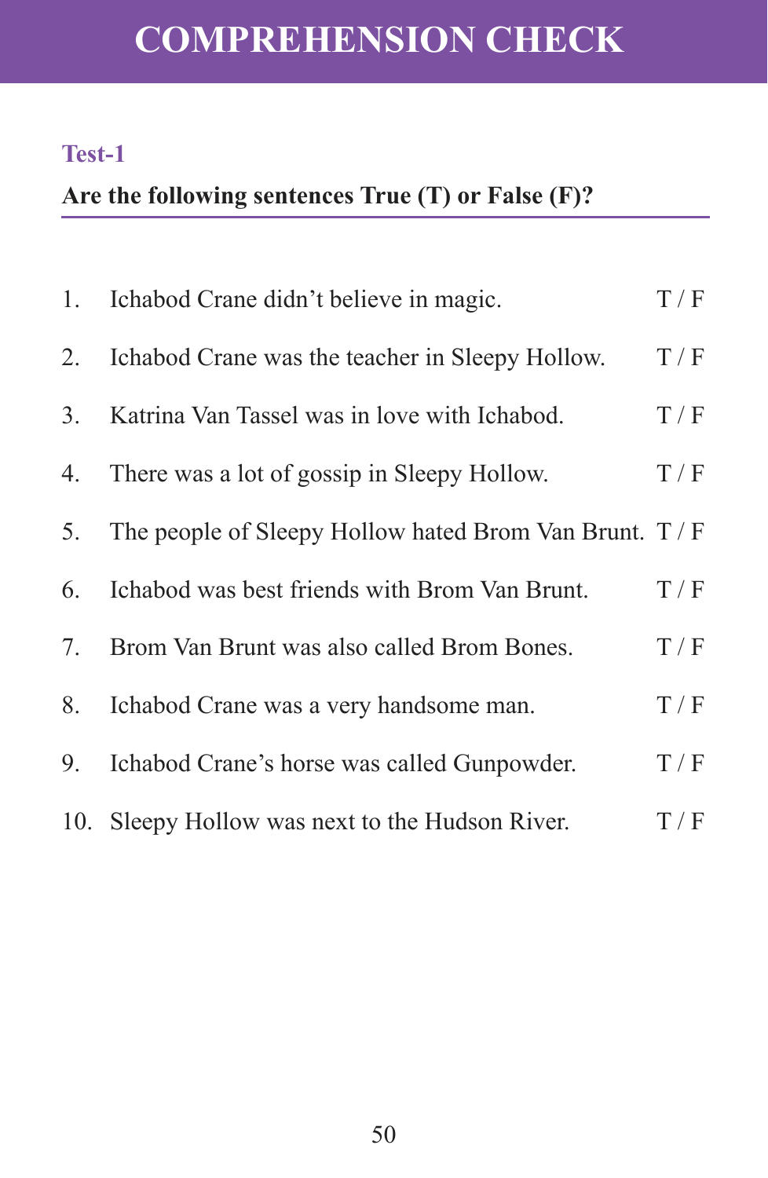# COMPREHENSION CHECK

## Test-1

**Are the following sentences True (T) or False (F)?**

1. Ichabod Crane didn't believe in magic. T / F
2. Ichabod Crane was the teacher in Sleepy Hollow. T / F
3. Katrina Van Tassel was in love with Ichabod. T / F
4. There was a lot of gossip in Sleepy Hollow. T / F
5. The people of Sleepy Hollow hated Brom Van Brunt. T / F
6. Ichabod was best friends with Brom Van Brunt. T / F
7. Brom Van Brunt was also called Brom Bones. T / F
8. Ichabod Crane was a very handsome man. T / F
9. Ichabod Crane's horse was called Gunpowder. T / F
10. Sleepy Hollow was next to the Hudson River. T / F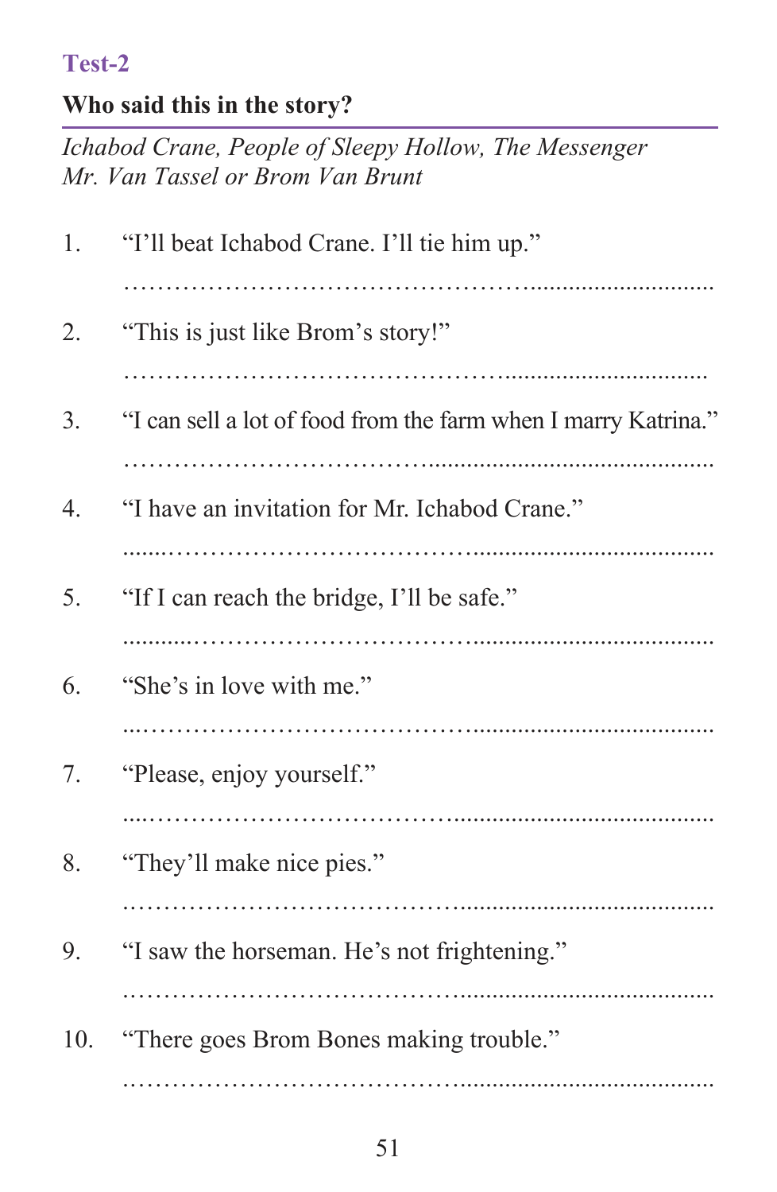## Test-2

### Who said this in the story?

*Ichabod Crane, People of Sleepy Hollow, The Messenger*
*Mr. Van Tassel or Brom Van Brunt*

1. “I’ll beat Ichabod Crane. I’ll tie him up.”

   ……………………………………………………………………

2. “This is just like Brom’s story!”

   ……………………………………………………………………

3. “I can sell a lot of food from the farm when I marry Katrina.”

   ……………………………………………………………………

4. “I have an invitation for Mr. Ichabod Crane.”

   ……………………………………………………………………

5. “If I can reach the bridge, I’ll be safe.”

   ……………………………………………………………………

6. “She’s in love with me.”

   ……………………………………………………………………

7. “Please, enjoy yourself.”

   ……………………………………………………………………

8. “They’ll make nice pies.”

   ……………………………………………………………………

9. “I saw the horseman. He’s not frightening.”

   ……………………………………………………………………

10. “There goes Brom Bones making trouble.”

    ……………………………………………………………………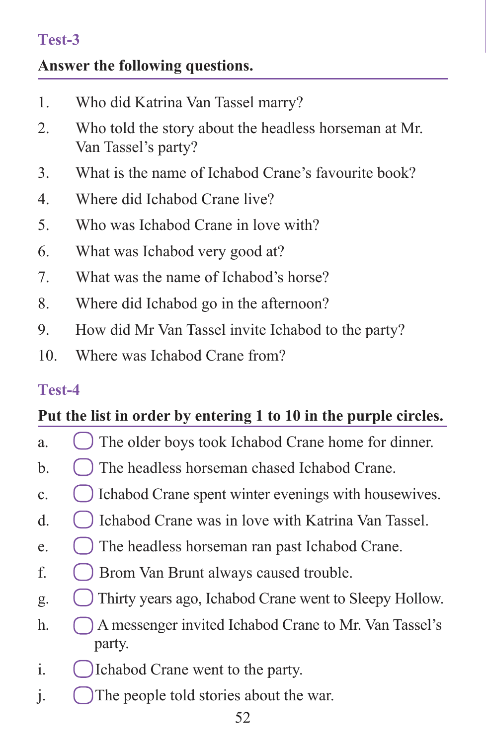## Test-3

**Answer the following questions.**

1. Who did Katrina Van Tassel marry?
2. Who told the story about the headless horseman at Mr. Van Tassel's party?
3. What is the name of Ichabod Crane's favourite book?
4. Where did Ichabod Crane live?
5. Who was Ichabod Crane in love with?
6. What was Ichabod very good at?
7. What was the name of Ichabod's horse?
8. Where did Ichabod go in the afternoon?
9. How did Mr Van Tassel invite Ichabod to the party?
10. Where was Ichabod Crane from?

## Test-4

**Put the list in order by entering 1 to 10 in the purple circles.**

a. ◯ The older boys took Ichabod Crane home for dinner.

b. ◯ The headless horseman chased Ichabod Crane.

c. ◯ Ichabod Crane spent winter evenings with housewives.

d. ◯ Ichabod Crane was in love with Katrina Van Tassel.

e. ◯ The headless horseman ran past Ichabod Crane.

f. ◯ Brom Van Brunt always caused trouble.

g. ◯ Thirty years ago, Ichabod Crane went to Sleepy Hollow.

h. ◯ A messenger invited Ichabod Crane to Mr. Van Tassel's party.

i. ◯ Ichabod Crane went to the party.

j. ◯ The people told stories about the war.